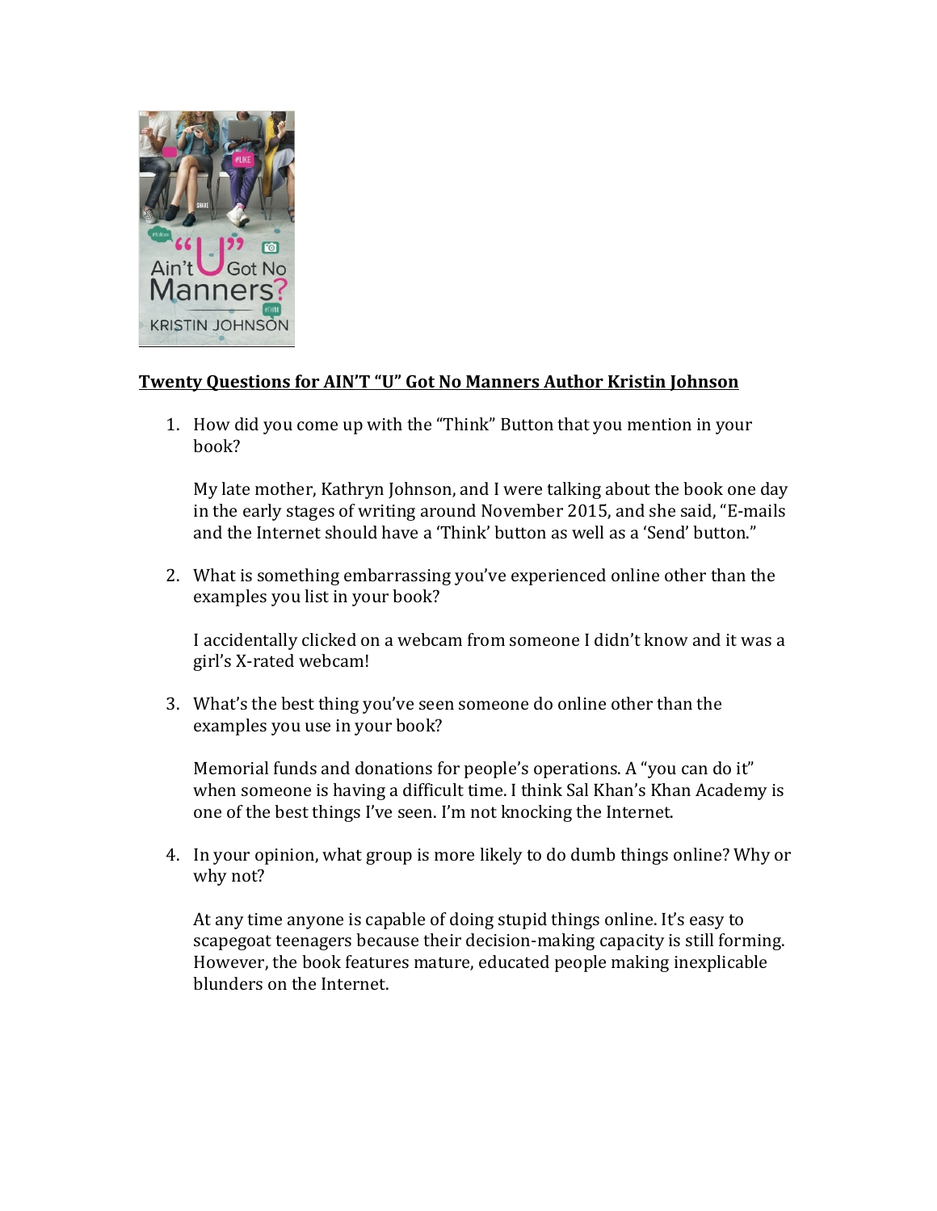## Twenty Questions for AIN'T "U" Got No Manners Author Kristin Johnson

1. How did you come up with the "Think" Button that you mention in your book?

   My late mother, Kathryn Johnson, and I were talking about the book one day in the early stages of writing around November 2015, and she said, "E-mails and the Internet should have a 'Think' button as well as a 'Send' button."

2. What is something embarrassing you've experienced online other than the examples you list in your book?

   I accidentally clicked on a webcam from someone I didn't know and it was a girl's X-rated webcam!

3. What's the best thing you've seen someone do online other than the examples you use in your book?

   Memorial funds and donations for people's operations. A "you can do it" when someone is having a difficult time. I think Sal Khan's Khan Academy is one of the best things I've seen. I'm not knocking the Internet.

4. In your opinion, what group is more likely to do dumb things online? Why or why not?

   At any time anyone is capable of doing stupid things online. It's easy to scapegoat teenagers because their decision-making capacity is still forming. However, the book features mature, educated people making inexplicable blunders on the Internet.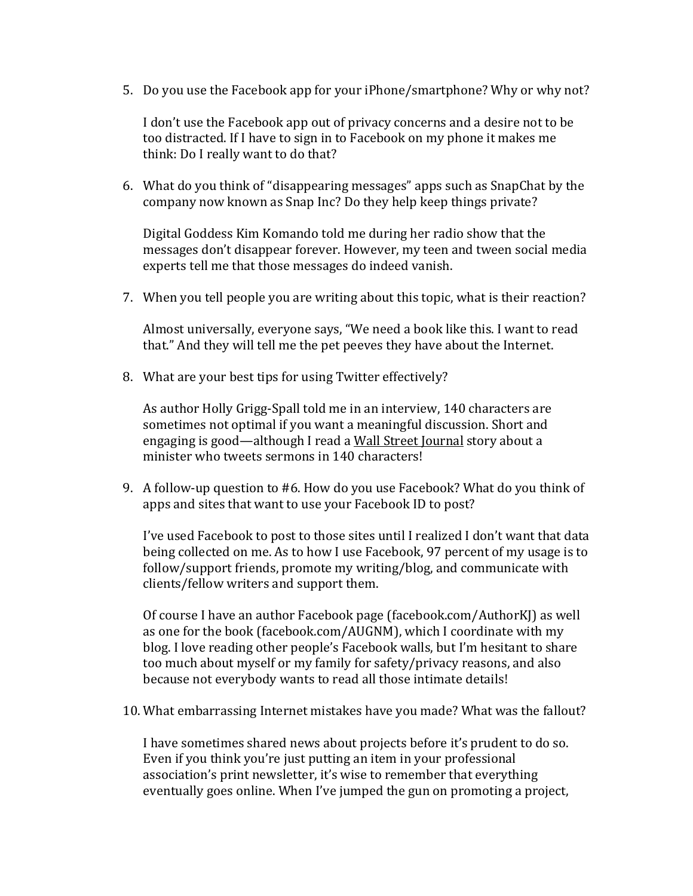5. Do you use the Facebook app for your iPhone/smartphone? Why or why not?

   I don't use the Facebook app out of privacy concerns and a desire not to be too distracted. If I have to sign in to Facebook on my phone it makes me think: Do I really want to do that?

6. What do you think of "disappearing messages" apps such as SnapChat by the company now known as Snap Inc? Do they help keep things private?

   Digital Goddess Kim Komando told me during her radio show that the messages don't disappear forever. However, my teen and tween social media experts tell me that those messages do indeed vanish.

7. When you tell people you are writing about this topic, what is their reaction?

   Almost universally, everyone says, "We need a book like this. I want to read that." And they will tell me the pet peeves they have about the Internet.

8. What are your best tips for using Twitter effectively?

   As author Holly Grigg-Spall told me in an interview, 140 characters are sometimes not optimal if you want a meaningful discussion. Short and engaging is good—although I read a Wall Street Journal story about a minister who tweets sermons in 140 characters!

9. A follow-up question to #6. How do you use Facebook? What do you think of apps and sites that want to use your Facebook ID to post?

   I've used Facebook to post to those sites until I realized I don't want that data being collected on me. As to how I use Facebook, 97 percent of my usage is to follow/support friends, promote my writing/blog, and communicate with clients/fellow writers and support them.

   Of course I have an author Facebook page (facebook.com/AuthorKJ) as well as one for the book (facebook.com/AUGNM), which I coordinate with my blog. I love reading other people's Facebook walls, but I'm hesitant to share too much about myself or my family for safety/privacy reasons, and also because not everybody wants to read all those intimate details!

10. What embarrassing Internet mistakes have you made? What was the fallout?

    I have sometimes shared news about projects before it's prudent to do so. Even if you think you're just putting an item in your professional association's print newsletter, it's wise to remember that everything eventually goes online. When I've jumped the gun on promoting a project,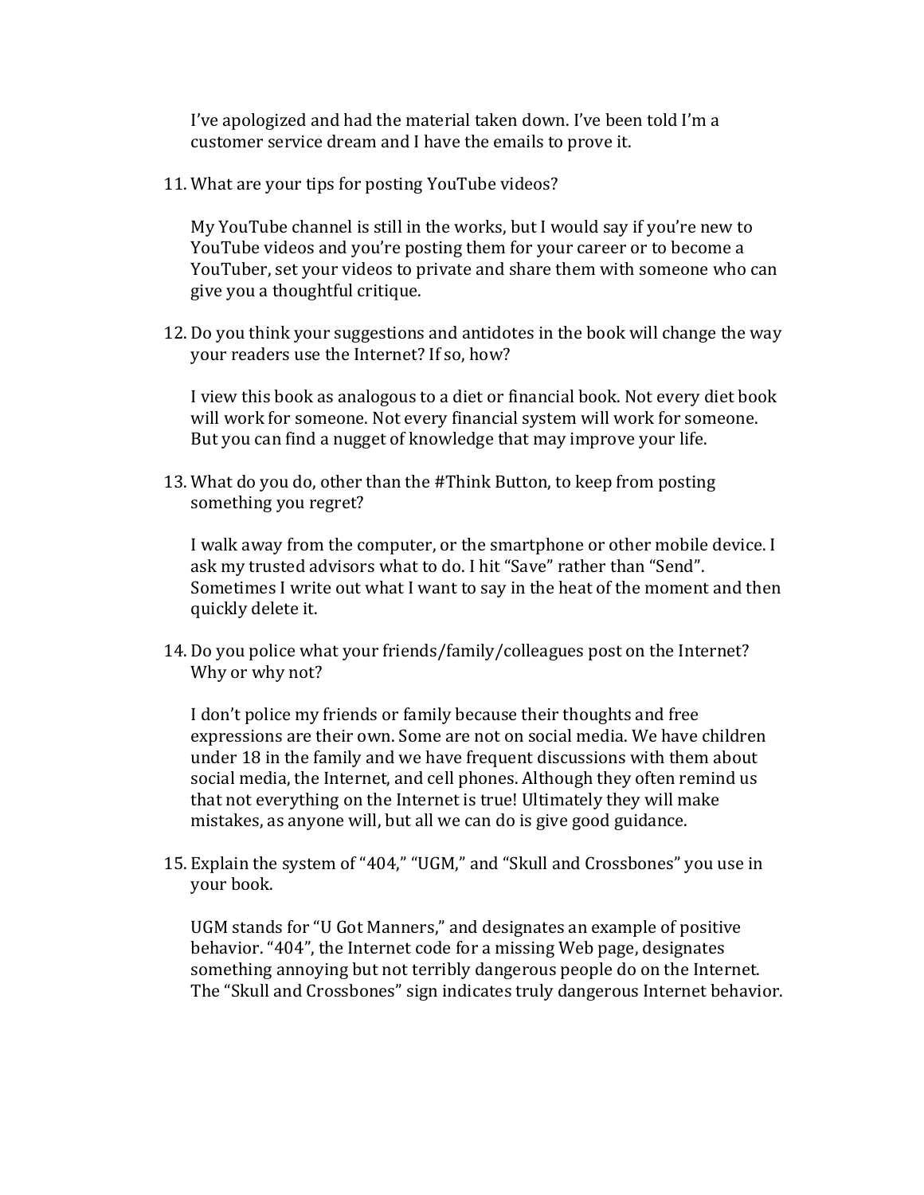I've apologized and had the material taken down. I've been told I'm a customer service dream and I have the emails to prove it.

11. What are your tips for posting YouTube videos?

    My YouTube channel is still in the works, but I would say if you're new to YouTube videos and you're posting them for your career or to become a YouTuber, set your videos to private and share them with someone who can give you a thoughtful critique.

12. Do you think your suggestions and antidotes in the book will change the way your readers use the Internet? If so, how?

    I view this book as analogous to a diet or financial book. Not every diet book will work for someone. Not every financial system will work for someone. But you can find a nugget of knowledge that may improve your life.

13. What do you do, other than the #Think Button, to keep from posting something you regret?

    I walk away from the computer, or the smartphone or other mobile device. I ask my trusted advisors what to do. I hit "Save" rather than "Send". Sometimes I write out what I want to say in the heat of the moment and then quickly delete it.

14. Do you police what your friends/family/colleagues post on the Internet? Why or why not?

    I don't police my friends or family because their thoughts and free expressions are their own. Some are not on social media. We have children under 18 in the family and we have frequent discussions with them about social media, the Internet, and cell phones. Although they often remind us that not everything on the Internet is true! Ultimately they will make mistakes, as anyone will, but all we can do is give good guidance.

15. Explain the system of "404," "UGM," and "Skull and Crossbones" you use in your book.

    UGM stands for "U Got Manners," and designates an example of positive behavior. "404", the Internet code for a missing Web page, designates something annoying but not terribly dangerous people do on the Internet. The "Skull and Crossbones" sign indicates truly dangerous Internet behavior.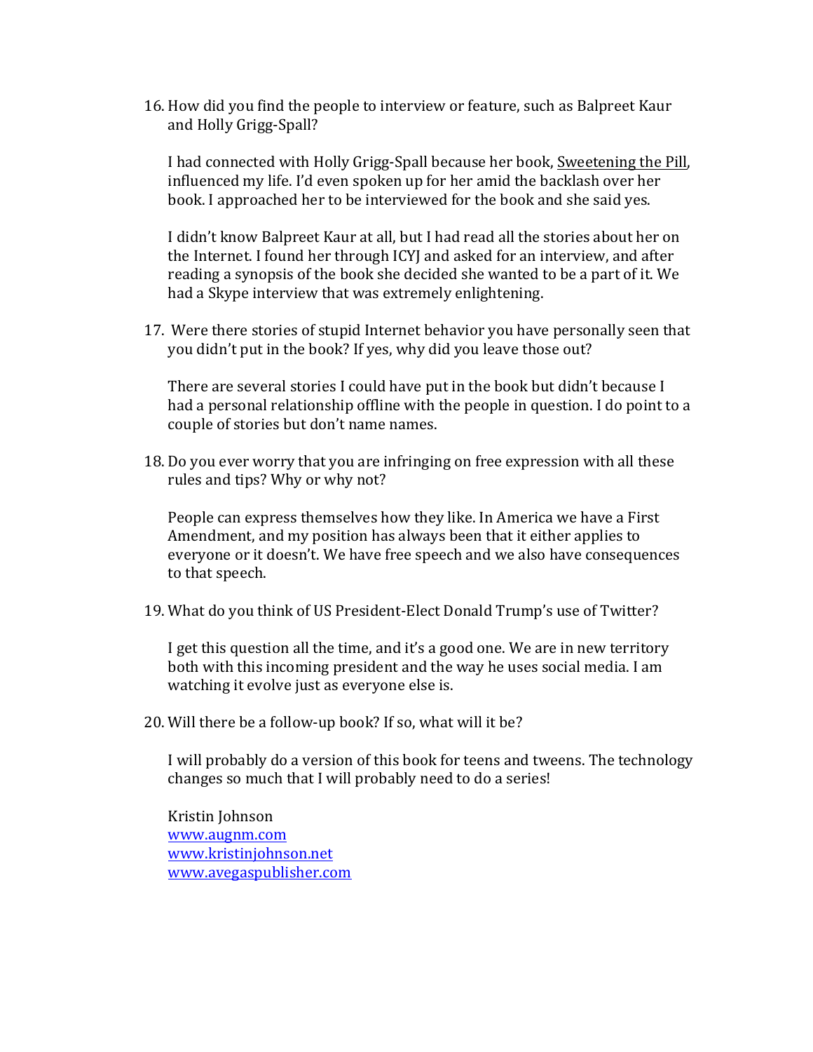16. How did you find the people to interview or feature, such as Balpreet Kaur and Holly Grigg-Spall?

    I had connected with Holly Grigg-Spall because her book, Sweetening the Pill, influenced my life. I'd even spoken up for her amid the backlash over her book. I approached her to be interviewed for the book and she said yes.

    I didn't know Balpreet Kaur at all, but I had read all the stories about her on the Internet. I found her through ICYJ and asked for an interview, and after reading a synopsis of the book she decided she wanted to be a part of it. We had a Skype interview that was extremely enlightening.

17. Were there stories of stupid Internet behavior you have personally seen that you didn't put in the book? If yes, why did you leave those out?

    There are several stories I could have put in the book but didn't because I had a personal relationship offline with the people in question. I do point to a couple of stories but don't name names.

18. Do you ever worry that you are infringing on free expression with all these rules and tips? Why or why not?

    People can express themselves how they like. In America we have a First Amendment, and my position has always been that it either applies to everyone or it doesn't. We have free speech and we also have consequences to that speech.

19. What do you think of US President-Elect Donald Trump's use of Twitter?

    I get this question all the time, and it's a good one. We are in new territory both with this incoming president and the way he uses social media. I am watching it evolve just as everyone else is.

20. Will there be a follow-up book? If so, what will it be?

    I will probably do a version of this book for teens and tweens. The technology changes so much that I will probably need to do a series!

    Kristin Johnson
    www.augnm.com
    www.kristinjohnson.net
    www.avegaspublisher.com